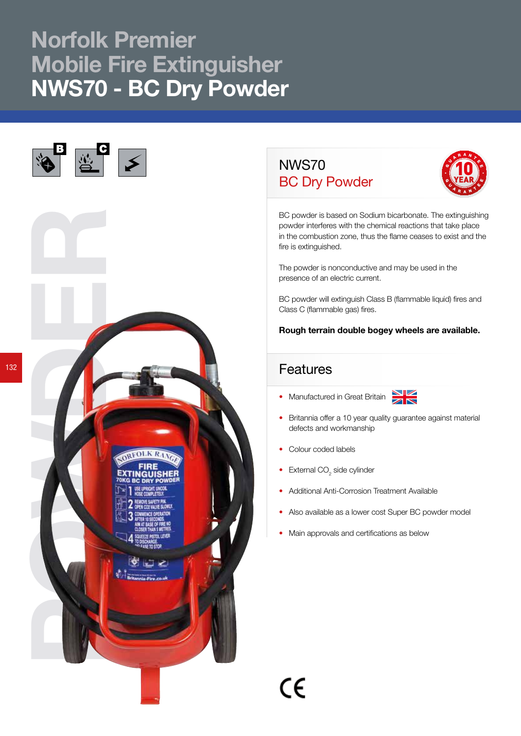# Norfolk Premier Mobile Fire Extinguisher
# NWS70 - BC Dry Powder

## NWS70
## BC Dry Powder

BC powder is based on Sodium bicarbonate. The extinguishing powder interferes with the chemical reactions that take place in the combustion zone, thus the flame ceases to exist and the fire is extinguished.

The powder is nonconductive and may be used in the presence of an electric current.

BC powder will extinguish Class B (flammable liquid) fires and Class C (flammable gas) fires.

**Rough terrain double bogey wheels are available.**

## Features

- Manufactured in Great Britain
- Britannia offer a 10 year quality guarantee against material defects and workmanship
- Colour coded labels
- External $CO_2$ side cylinder
- Additional Anti-Corrosion Treatment Available
- Also available as a lower cost Super BC powder model
- Main approvals and certifications as below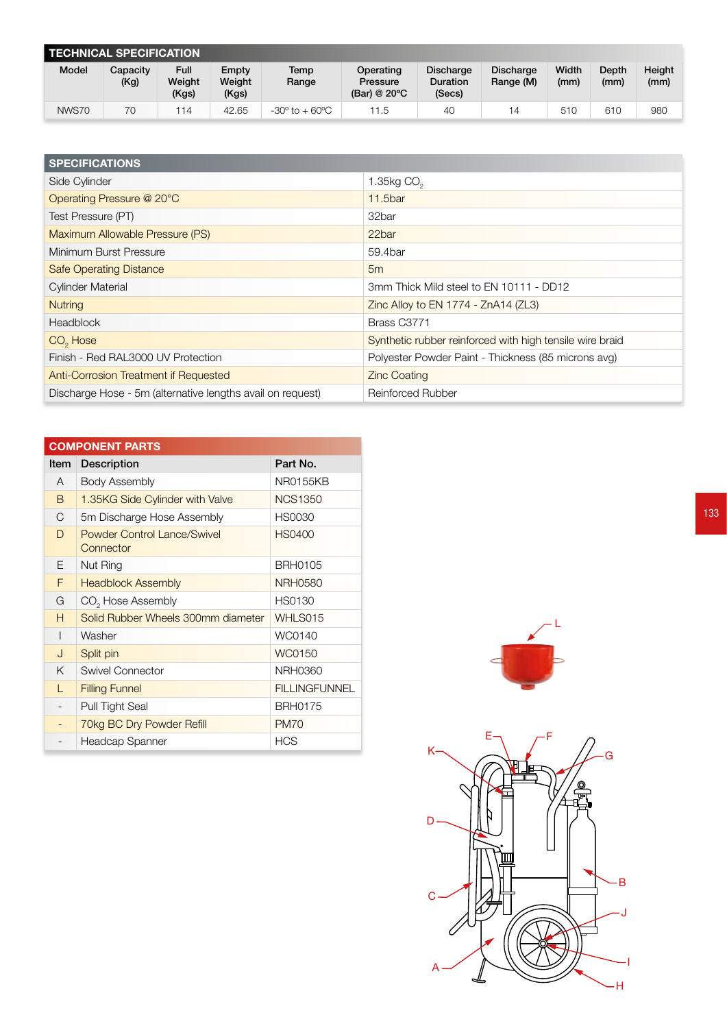## TECHNICAL SPECIFICATION

| Model | Capacity (Kg) | Full Weight (Kgs) | Empty Weight (Kgs) | Temp Range | Operating Pressure (Bar) @ 20ºC | Discharge Duration (Secs) | Discharge Range (M) | Width (mm) | Depth (mm) | Height (mm) |
|---|---|---|---|---|---|---|---|---|---|---|
| NWS70 | 70 | 114 | 42.65 | -30º to + 60ºC | 11.5 | 40 | 14 | 510 | 610 | 980 |

## SPECIFICATIONS

| | |
|---|---|
| Side Cylinder | 1.35kg $CO_2$ |
| Operating Pressure @ 20°C | 11.5bar |
| Test Pressure (PT) | 32bar |
| Maximum Allowable Pressure (PS) | 22bar |
| Minimum Burst Pressure | 59.4bar |
| Safe Operating Distance | 5m |
| Cylinder Material | 3mm Thick Mild steel to EN 10111 - DD12 |
| Nutring | Zinc Alloy to EN 1774 - ZnA14 (ZL3) |
| Headblock | Brass C3771 |
| $CO_2$ Hose | Synthetic rubber reinforced with high tensile wire braid |
| Finish - Red RAL3000 UV Protection | Polyester Powder Paint - Thickness (85 microns avg) |
| Anti-Corrosion Treatment if Requested | Zinc Coating |
| Discharge Hose - 5m (alternative lengths avail on request) | Reinforced Rubber |

## COMPONENT PARTS

| Item | Description | Part No. |
|---|---|---|
| A | Body Assembly | NR0155KB |
| B | 1.35KG Side Cylinder with Valve | NCS1350 |
| C | 5m Discharge Hose Assembly | HS0030 |
| D | Powder Control Lance/Swivel Connector | HS0400 |
| E | Nut Ring | BRH0105 |
| F | Headblock Assembly | NRH0580 |
| G | $CO_2$ Hose Assembly | HS0130 |
| H | Solid Rubber Wheels 300mm diameter | WHLS015 |
| I | Washer | WC0140 |
| J | Split pin | WC0150 |
| K | Swivel Connector | NRH0360 |
| L | Filling Funnel | FILLINGFUNNEL |
| - | Pull Tight Seal | BRH0175 |
| - | 70kg BC Dry Powder Refill | PM70 |
| - | Headcap Spanner | HCS |

L

E F K G D B C J A I H